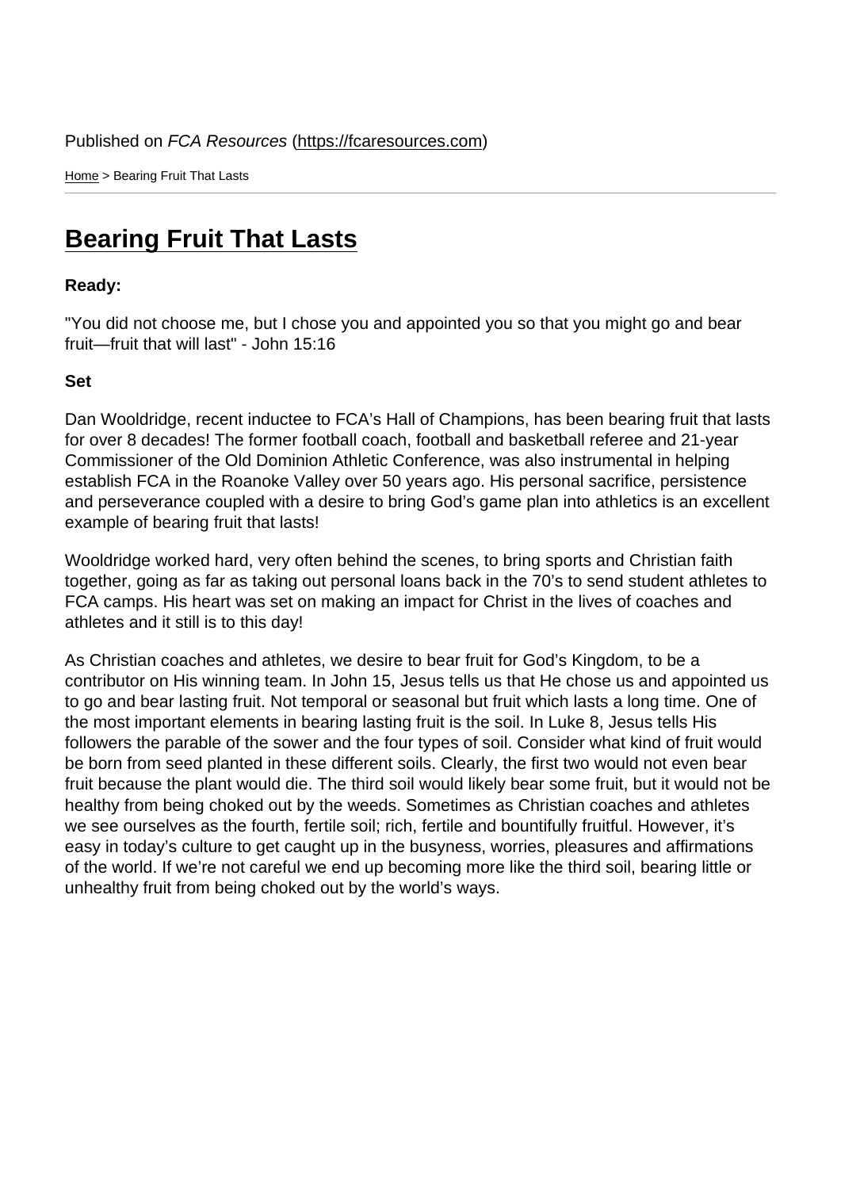Published on *FCA Resources* (https://fcaresources.com)

Home > Bearing Fruit That Lasts

# Bearing Fruit That Lasts

**Ready:**

"You did not choose me, but I chose you and appointed you so that you might go and bear fruit—fruit that will last" - John 15:16

**Set**

Dan Wooldridge, recent inductee to FCA's Hall of Champions, has been bearing fruit that lasts for over 8 decades! The former football coach, football and basketball referee and 21-year Commissioner of the Old Dominion Athletic Conference, was also instrumental in helping establish FCA in the Roanoke Valley over 50 years ago. His personal sacrifice, persistence and perseverance coupled with a desire to bring God's game plan into athletics is an excellent example of bearing fruit that lasts!

Wooldridge worked hard, very often behind the scenes, to bring sports and Christian faith together, going as far as taking out personal loans back in the 70's to send student athletes to FCA camps. His heart was set on making an impact for Christ in the lives of coaches and athletes and it still is to this day!

As Christian coaches and athletes, we desire to bear fruit for God's Kingdom, to be a contributor on His winning team. In John 15, Jesus tells us that He chose us and appointed us to go and bear lasting fruit. Not temporal or seasonal but fruit which lasts a long time. One of the most important elements in bearing lasting fruit is the soil. In Luke 8, Jesus tells His followers the parable of the sower and the four types of soil. Consider what kind of fruit would be born from seed planted in these different soils. Clearly, the first two would not even bear fruit because the plant would die. The third soil would likely bear some fruit, but it would not be healthy from being choked out by the weeds. Sometimes as Christian coaches and athletes we see ourselves as the fourth, fertile soil; rich, fertile and bountifully fruitful. However, it's easy in today's culture to get caught up in the busyness, worries, pleasures and affirmations of the world. If we're not careful we end up becoming more like the third soil, bearing little or unhealthy fruit from being choked out by the world's ways.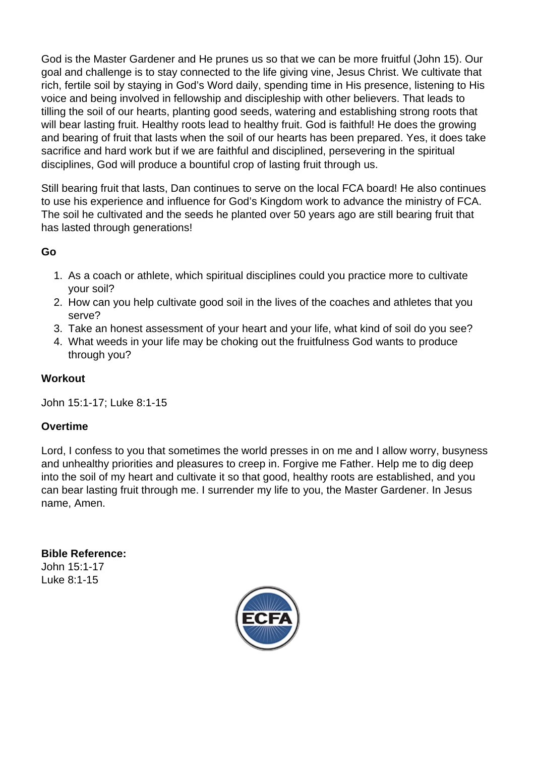God is the Master Gardener and He prunes us so that we can be more fruitful (John 15). Our goal and challenge is to stay connected to the life giving vine, Jesus Christ. We cultivate that rich, fertile soil by staying in God's Word daily, spending time in His presence, listening to His voice and being involved in fellowship and discipleship with other believers. That leads to tilling the soil of our hearts, planting good seeds, watering and establishing strong roots that will bear lasting fruit. Healthy roots lead to healthy fruit. God is faithful! He does the growing and bearing of fruit that lasts when the soil of our hearts has been prepared. Yes, it does take sacrifice and hard work but if we are faithful and disciplined, persevering in the spiritual disciplines, God will produce a bountiful crop of lasting fruit through us.

Still bearing fruit that lasts, Dan continues to serve on the local FCA board! He also continues to use his experience and influence for God's Kingdom work to advance the ministry of FCA. The soil he cultivated and the seeds he planted over 50 years ago are still bearing fruit that has lasted through generations!

**Go**

1. As a coach or athlete, which spiritual disciplines could you practice more to cultivate your soil?
2. How can you help cultivate good soil in the lives of the coaches and athletes that you serve?
3. Take an honest assessment of your heart and your life, what kind of soil do you see?
4. What weeds in your life may be choking out the fruitfulness God wants to produce through you?

**Workout**

John 15:1-17; Luke 8:1-15

**Overtime**

Lord, I confess to you that sometimes the world presses in on me and I allow worry, busyness and unhealthy priorities and pleasures to creep in. Forgive me Father. Help me to dig deep into the soil of my heart and cultivate it so that good, healthy roots are established, and you can bear lasting fruit through me. I surrender my life to you, the Master Gardener. In Jesus name, Amen.

**Bible Reference:**
John 15:1-17
Luke 8:1-15

ECFA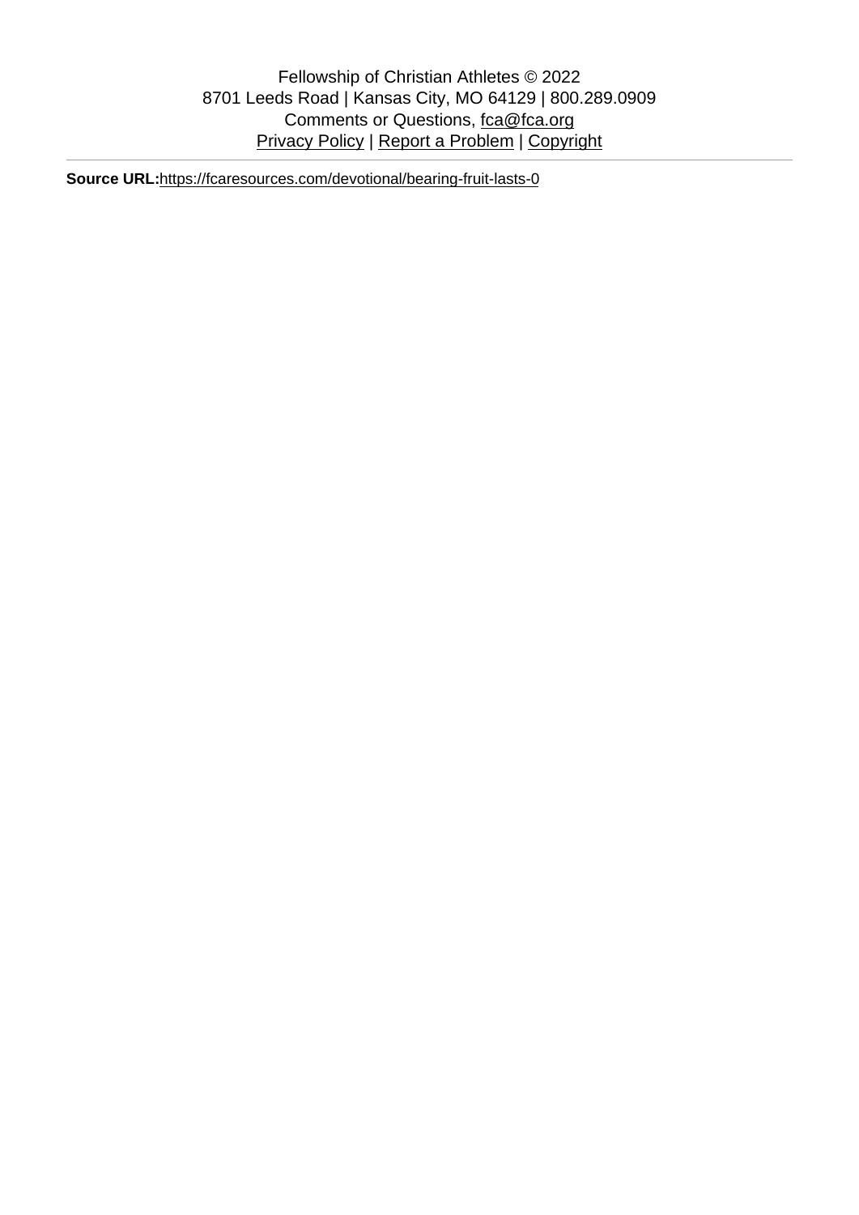Fellowship of Christian Athletes © 2022
8701 Leeds Road | Kansas City, MO 64129 | 800.289.0909
Comments or Questions, fca@fca.org
Privacy Policy | Report a Problem | Copyright

---

**Source URL:**https://fcaresources.com/devotional/bearing-fruit-lasts-0